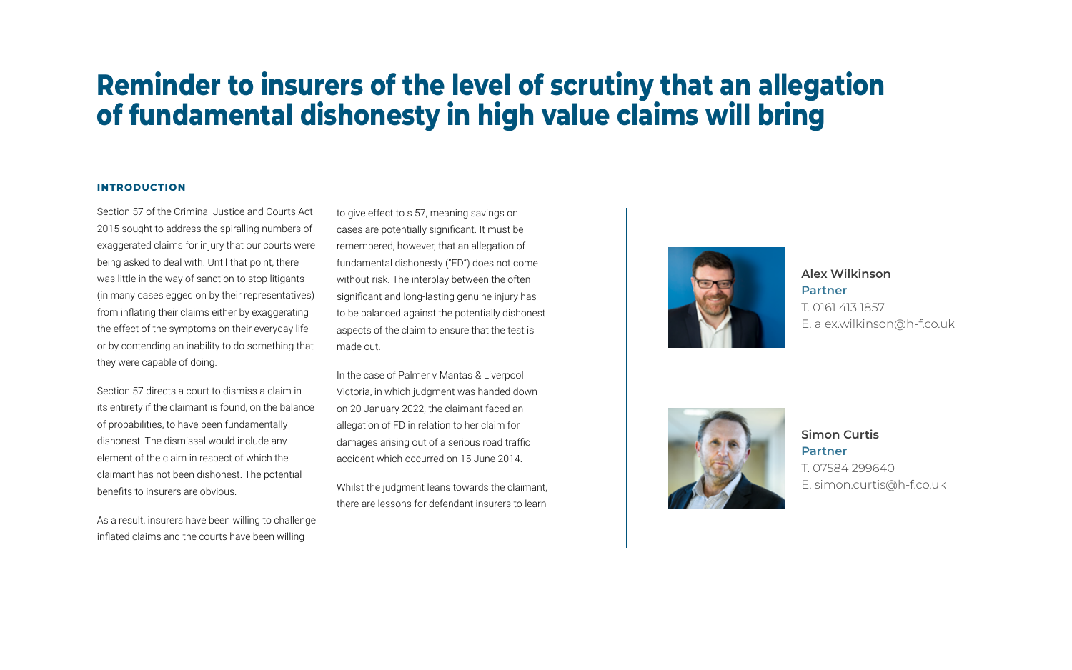# Reminder to insurers of the level of scrutiny that an allegation of fundamental dishonesty in high value claims will bring

### INTRODUCTION

Section 57 of the Criminal Justice and Courts Act 2015 sought to address the spiralling numbers of exaggerated claims for injury that our courts were being asked to deal with. Until that point, there was little in the way of sanction to stop litigants (in many cases egged on by their representatives) from inflating their claims either by exaggerating the effect of the symptoms on their everyday life or by contending an inability to do something that they were capable of doing.

Section 57 directs a court to dismiss a claim in its entirety if the claimant is found, on the balance of probabilities, to have been fundamentally dishonest. The dismissal would include any element of the claim in respect of which the claimant has not been dishonest. The potential benefits to insurers are obvious.

As a result, insurers have been willing to challenge inflated claims and the courts have been willing to give effect to s.57, meaning savings on cases are potentially significant. It must be remembered, however, that an allegation of fundamental dishonesty ("FD") does not come without risk. The interplay between the often significant and long-lasting genuine injury has to be balanced against the potentially dishonest aspects of the claim to ensure that the test is made out.

In the case of Palmer v Mantas & Liverpool Victoria, in which judgment was handed down on 20 January 2022, the claimant faced an allegation of FD in relation to her claim for damages arising out of a serious road traffic accident which occurred on 15 June 2014.

Whilst the judgment leans towards the claimant, there are lessons for defendant insurers to learn

**Alex Wilkinson**
**Partner**
T. 0161 413 1857
E. alex.wilkinson@h-f.co.uk

**Simon Curtis**
**Partner**
T. 07584 299640
E. simon.curtis@h-f.co.uk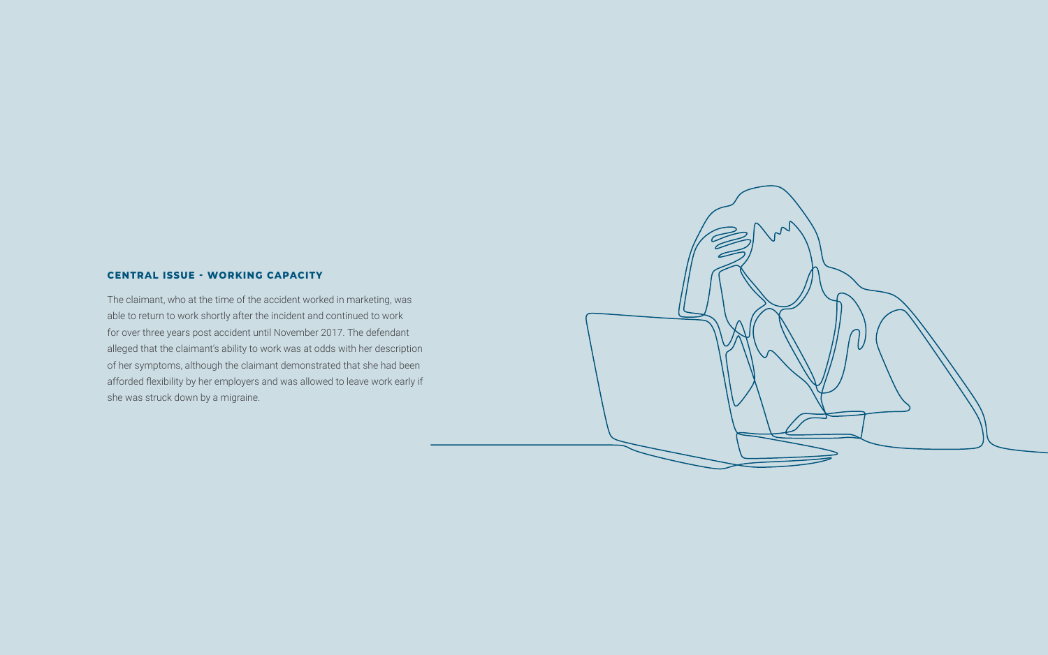### CENTRAL ISSUE - WORKING CAPACITY

The claimant, who at the time of the accident worked in marketing, was able to return to work shortly after the incident and continued to work for over three years post accident until November 2017. The defendant alleged that the claimant's ability to work was at odds with her description of her symptoms, although the claimant demonstrated that she had been afforded flexibility by her employers and was allowed to leave work early if she was struck down by a migraine.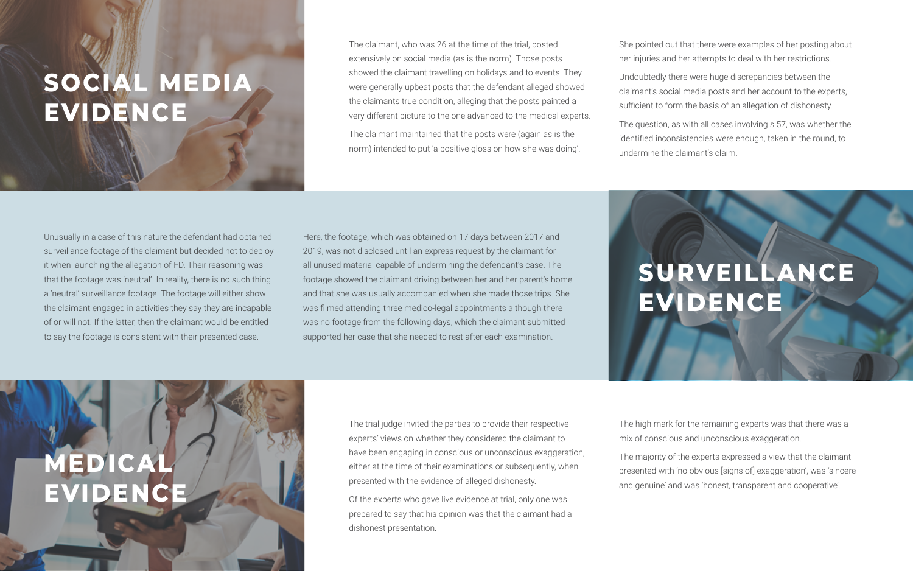## SOCIAL MEDIA EVIDENCE

The claimant, who was 26 at the time of the trial, posted extensively on social media (as is the norm). Those posts showed the claimant travelling on holidays and to events. They were generally upbeat posts that the defendant alleged showed the claimants true condition, alleging that the posts painted a very different picture to the one advanced to the medical experts.

The claimant maintained that the posts were (again as is the norm) intended to put 'a positive gloss on how she was doing'.

She pointed out that there were examples of her posting about her injuries and her attempts to deal with her restrictions.

Undoubtedly there were huge discrepancies between the claimant's social media posts and her account to the experts, sufficient to form the basis of an allegation of dishonesty.

The question, as with all cases involving s.57, was whether the identified inconsistencies were enough, taken in the round, to undermine the claimant's claim.

## SURVEILLANCE EVIDENCE

Unusually in a case of this nature the defendant had obtained surveillance footage of the claimant but decided not to deploy it when launching the allegation of FD. Their reasoning was that the footage was 'neutral'. In reality, there is no such thing a 'neutral' surveillance footage. The footage will either show the claimant engaged in activities they say they are incapable of or will not. If the latter, then the claimant would be entitled to say the footage is consistent with their presented case.

Here, the footage, which was obtained on 17 days between 2017 and 2019, was not disclosed until an express request by the claimant for all unused material capable of undermining the defendant's case. The footage showed the claimant driving between her and her parent's home and that she was usually accompanied when she made those trips. She was filmed attending three medico-legal appointments although there was no footage from the following days, which the claimant submitted supported her case that she needed to rest after each examination.

## MEDICAL EVIDENCE

The trial judge invited the parties to provide their respective experts' views on whether they considered the claimant to have been engaging in conscious or unconscious exaggeration, either at the time of their examinations or subsequently, when presented with the evidence of alleged dishonesty.

Of the experts who gave live evidence at trial, only one was prepared to say that his opinion was that the claimant had a dishonest presentation.

The high mark for the remaining experts was that there was a mix of conscious and unconscious exaggeration.

The majority of the experts expressed a view that the claimant presented with 'no obvious [signs of] exaggeration', was 'sincere and genuine' and was 'honest, transparent and cooperative'.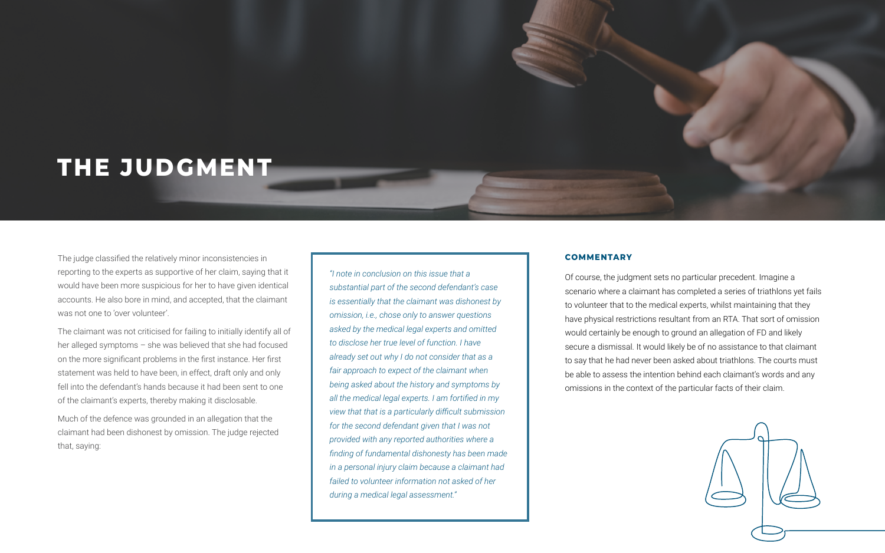# THE JUDGMENT

The judge classified the relatively minor inconsistencies in reporting to the experts as supportive of her claim, saying that it would have been more suspicious for her to have given identical accounts. He also bore in mind, and accepted, that the claimant was not one to 'over volunteer'.

The claimant was not criticised for failing to initially identify all of her alleged symptoms – she was believed that she had focused on the more significant problems in the first instance. Her first statement was held to have been, in effect, draft only and only fell into the defendant's hands because it had been sent to one of the claimant's experts, thereby making it disclosable.

Much of the defence was grounded in an allegation that the claimant had been dishonest by omission. The judge rejected that, saying:

> *"I note in conclusion on this issue that a substantial part of the second defendant's case is essentially that the claimant was dishonest by omission, i.e., chose only to answer questions asked by the medical legal experts and omitted to disclose her true level of function. I have already set out why I do not consider that as a fair approach to expect of the claimant when being asked about the history and symptoms by all the medical legal experts. I am fortified in my view that that is a particularly difficult submission for the second defendant given that I was not provided with any reported authorities where a finding of fundamental dishonesty has been made in a personal injury claim because a claimant had failed to volunteer information not asked of her during a medical legal assessment."*

### COMMENTARY

Of course, the judgment sets no particular precedent. Imagine a scenario where a claimant has completed a series of triathlons yet fails to volunteer that to the medical experts, whilst maintaining that they have physical restrictions resultant from an RTA. That sort of omission would certainly be enough to ground an allegation of FD and likely secure a dismissal. It would likely be of no assistance to that claimant to say that he had never been asked about triathlons. The courts must be able to assess the intention behind each claimant's words and any omissions in the context of the particular facts of their claim.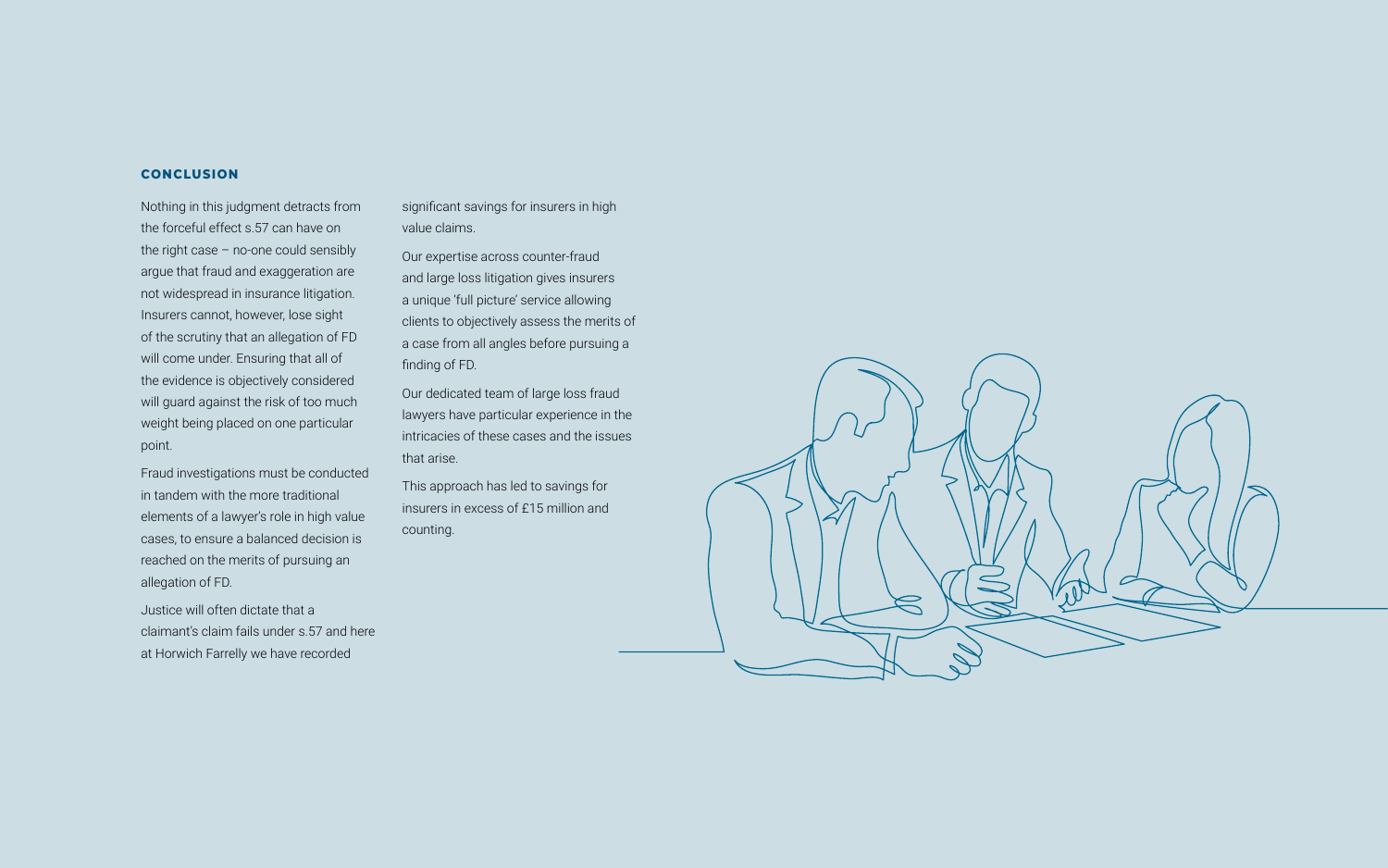## CONCLUSION

Nothing in this judgment detracts from the forceful effect s.57 can have on the right case – no-one could sensibly argue that fraud and exaggeration are not widespread in insurance litigation. Insurers cannot, however, lose sight of the scrutiny that an allegation of FD will come under. Ensuring that all of the evidence is objectively considered will guard against the risk of too much weight being placed on one particular point.

Fraud investigations must be conducted in tandem with the more traditional elements of a lawyer's role in high value cases, to ensure a balanced decision is reached on the merits of pursuing an allegation of FD.

Justice will often dictate that a claimant's claim fails under s.57 and here at Horwich Farrelly we have recorded significant savings for insurers in high value claims.

Our expertise across counter-fraud and large loss litigation gives insurers a unique 'full picture' service allowing clients to objectively assess the merits of a case from all angles before pursuing a finding of FD.

Our dedicated team of large loss fraud lawyers have particular experience in the intricacies of these cases and the issues that arise.

This approach has led to savings for insurers in excess of £15 million and counting.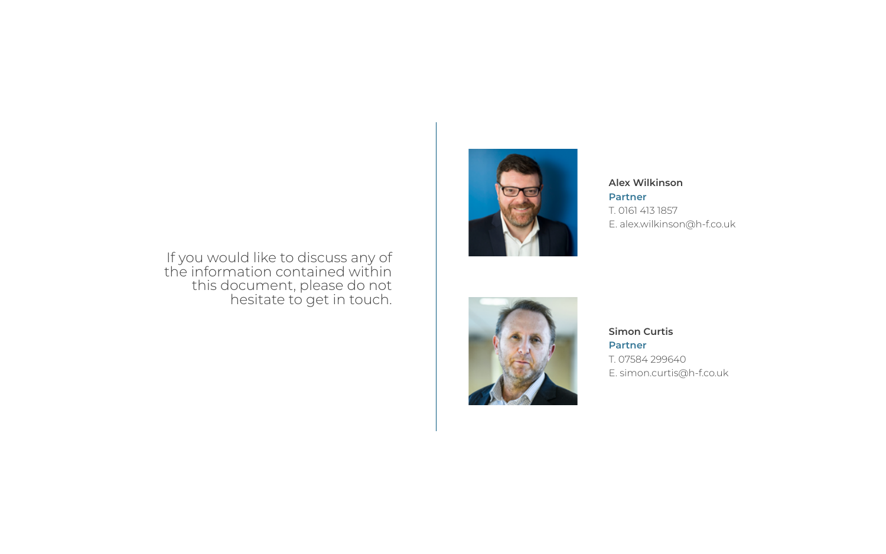If you would like to discuss any of the information contained within this document, please do not hesitate to get in touch.

**Alex Wilkinson**
**Partner**
T. 0161 413 1857
E. alex.wilkinson@h-f.co.uk

**Simon Curtis**
**Partner**
T. 07584 299640
E. simon.curtis@h-f.co.uk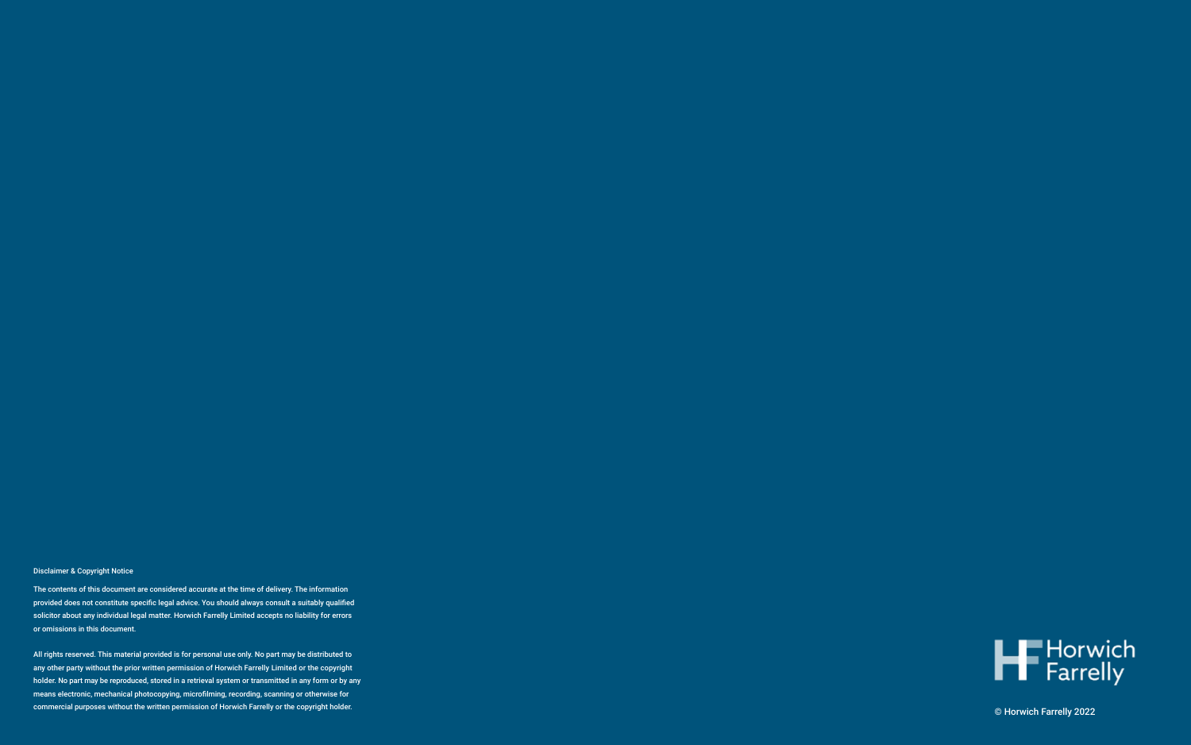**Disclaimer & Copyright Notice**

The contents of this document are considered accurate at the time of delivery. The information provided does not constitute specific legal advice. You should always consult a suitably qualified solicitor about any individual legal matter. Horwich Farrelly Limited accepts no liability for errors or omissions in this document.

All rights reserved. This material provided is for personal use only. No part may be distributed to any other party without the prior written permission of Horwich Farrelly Limited or the copyright holder. No part may be reproduced, stored in a retrieval system or transmitted in any form or by any means electronic, mechanical photocopying, microfilming, recording, scanning or otherwise for commercial purposes without the written permission of Horwich Farrelly or the copyright holder.

Horwich Farrelly

© Horwich Farrelly 2022